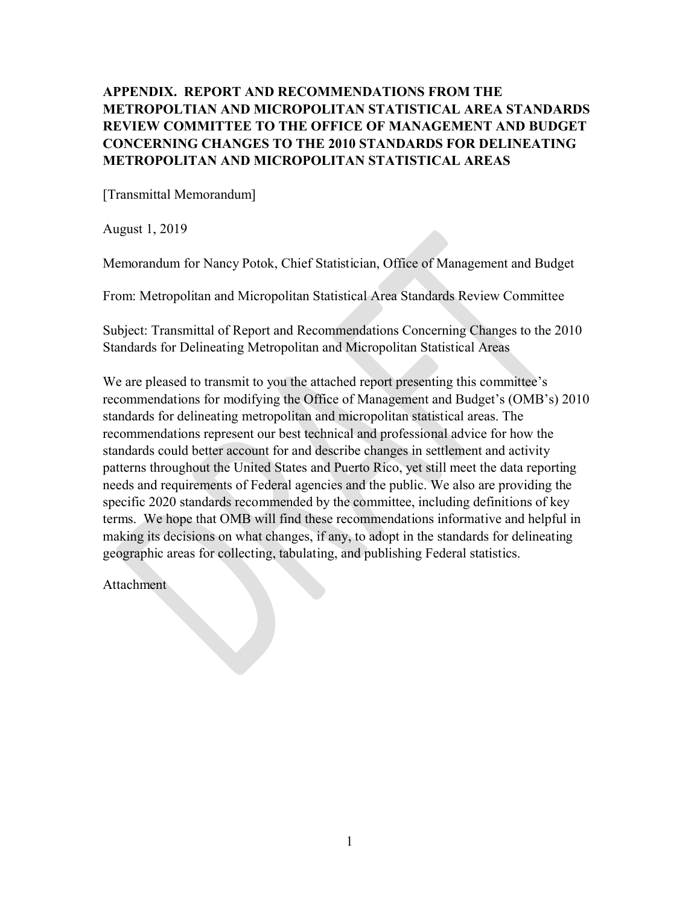# APPENDIX. REPORT AND RECOMMENDATIONS FROM THE METROPOLTIAN AND MICROPOLITAN STATISTICAL AREA STANDARDS REVIEW COMMITTEE TO THE OFFICE OF MANAGEMENT AND BUDGET CONCERNING CHANGES TO THE 2010 STANDARDS FOR DELINEATING METROPOLITAN AND MICROPOLITAN STATISTICAL AREAS

[Transmittal Memorandum]

August 1, 2019

Memorandum for Nancy Potok, Chief Statistician, Office of Management and Budget

From: Metropolitan and Micropolitan Statistical Area Standards Review Committee

Subject: Transmittal of Report and Recommendations Concerning Changes to the 2010 Standards for Delineating Metropolitan and Micropolitan Statistical Areas

We are pleased to transmit to you the attached report presenting this committee's recommendations for modifying the Office of Management and Budget's (OMB's) 2010 standards for delineating metropolitan and micropolitan statistical areas. The recommendations represent our best technical and professional advice for how the standards could better account for and describe changes in settlement and activity patterns throughout the United States and Puerto Rico, yet still meet the data reporting needs and requirements of Federal agencies and the public. We also are providing the specific 2020 standards recommended by the committee, including definitions of key terms. We hope that OMB will find these recommendations informative and helpful in making its decisions on what changes, if any, to adopt in the standards for delineating geographic areas for collecting, tabulating, and publishing Federal statistics.

Attachment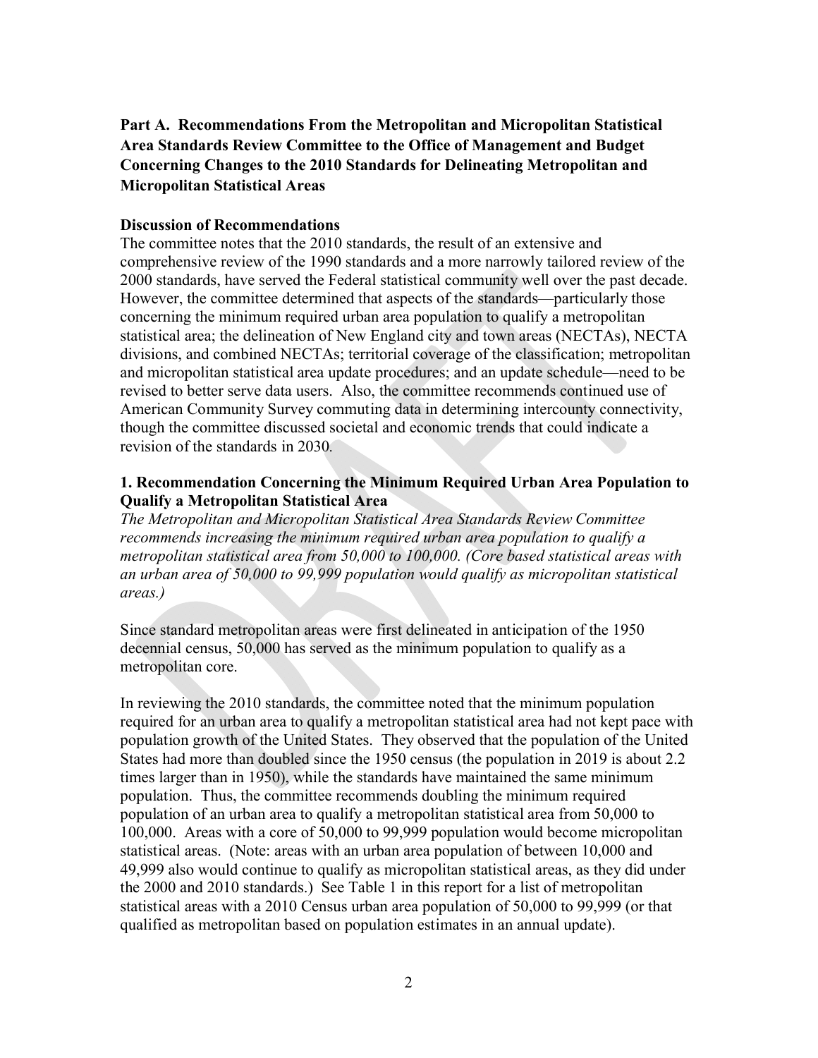## Part A. Recommendations From the Metropolitan and Micropolitan Statistical Area Standards Review Committee to the Office of Management and Budget Concerning Changes to the 2010 Standards for Delineating Metropolitan and Micropolitan Statistical Areas

### Discussion of Recommendations

The committee notes that the 2010 standards, the result of an extensive and comprehensive review of the 1990 standards and a more narrowly tailored review of the 2000 standards, have served the Federal statistical community well over the past decade. However, the committee determined that aspects of the standards—particularly those concerning the minimum required urban area population to qualify a metropolitan statistical area; the delineation of New England city and town areas (NECTAs), NECTA divisions, and combined NECTAs; territorial coverage of the classification; metropolitan and micropolitan statistical area update procedures; and an update schedule—need to be revised to better serve data users. Also, the committee recommends continued use of American Community Survey commuting data in determining intercounty connectivity, though the committee discussed societal and economic trends that could indicate a revision of the standards in 2030.

### 1. Recommendation Concerning the Minimum Required Urban Area Population to Qualify a Metropolitan Statistical Area

*The Metropolitan and Micropolitan Statistical Area Standards Review Committee recommends increasing the minimum required urban area population to qualify a metropolitan statistical area from 50,000 to 100,000. (Core based statistical areas with an urban area of 50,000 to 99,999 population would qualify as micropolitan statistical areas.)*

Since standard metropolitan areas were first delineated in anticipation of the 1950 decennial census, 50,000 has served as the minimum population to qualify as a metropolitan core.

In reviewing the 2010 standards, the committee noted that the minimum population required for an urban area to qualify a metropolitan statistical area had not kept pace with population growth of the United States. They observed that the population of the United States had more than doubled since the 1950 census (the population in 2019 is about 2.2 times larger than in 1950), while the standards have maintained the same minimum population. Thus, the committee recommends doubling the minimum required population of an urban area to qualify a metropolitan statistical area from 50,000 to 100,000. Areas with a core of 50,000 to 99,999 population would become micropolitan statistical areas. (Note: areas with an urban area population of between 10,000 and 49,999 also would continue to qualify as micropolitan statistical areas, as they did under the 2000 and 2010 standards.) See Table 1 in this report for a list of metropolitan statistical areas with a 2010 Census urban area population of 50,000 to 99,999 (or that qualified as metropolitan based on population estimates in an annual update).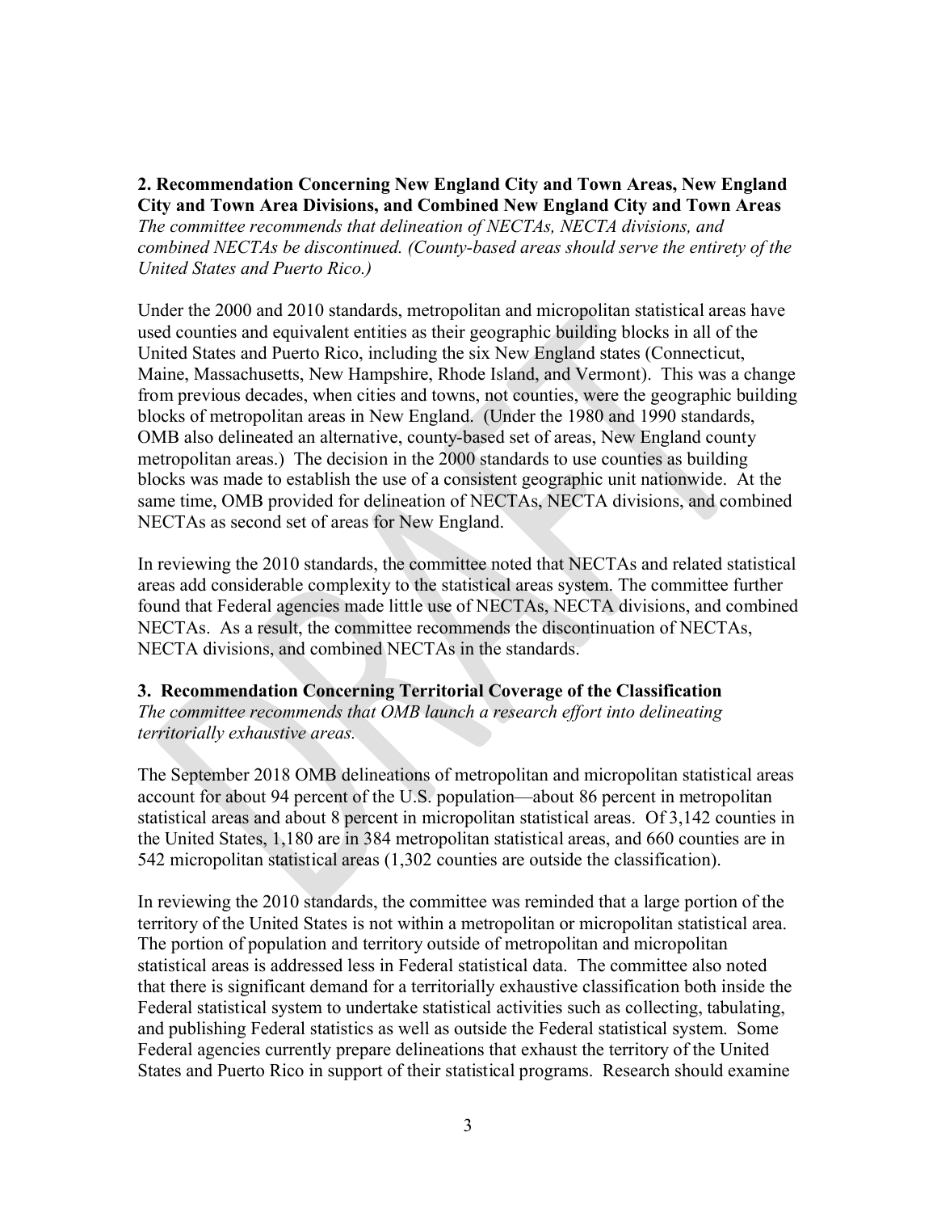**2. Recommendation Concerning New England City and Town Areas, New England City and Town Area Divisions, and Combined New England City and Town Areas**

*The committee recommends that delineation of NECTAs, NECTA divisions, and combined NECTAs be discontinued. (County-based areas should serve the entirety of the United States and Puerto Rico.)*

Under the 2000 and 2010 standards, metropolitan and micropolitan statistical areas have used counties and equivalent entities as their geographic building blocks in all of the United States and Puerto Rico, including the six New England states (Connecticut, Maine, Massachusetts, New Hampshire, Rhode Island, and Vermont). This was a change from previous decades, when cities and towns, not counties, were the geographic building blocks of metropolitan areas in New England. (Under the 1980 and 1990 standards, OMB also delineated an alternative, county-based set of areas, New England county metropolitan areas.) The decision in the 2000 standards to use counties as building blocks was made to establish the use of a consistent geographic unit nationwide. At the same time, OMB provided for delineation of NECTAs, NECTA divisions, and combined NECTAs as second set of areas for New England.

In reviewing the 2010 standards, the committee noted that NECTAs and related statistical areas add considerable complexity to the statistical areas system. The committee further found that Federal agencies made little use of NECTAs, NECTA divisions, and combined NECTAs. As a result, the committee recommends the discontinuation of NECTAs, NECTA divisions, and combined NECTAs in the standards.

**3. Recommendation Concerning Territorial Coverage of the Classification**

*The committee recommends that OMB launch a research effort into delineating territorially exhaustive areas.*

The September 2018 OMB delineations of metropolitan and micropolitan statistical areas account for about 94 percent of the U.S. population—about 86 percent in metropolitan statistical areas and about 8 percent in micropolitan statistical areas. Of 3,142 counties in the United States, 1,180 are in 384 metropolitan statistical areas, and 660 counties are in 542 micropolitan statistical areas (1,302 counties are outside the classification).

In reviewing the 2010 standards, the committee was reminded that a large portion of the territory of the United States is not within a metropolitan or micropolitan statistical area. The portion of population and territory outside of metropolitan and micropolitan statistical areas is addressed less in Federal statistical data. The committee also noted that there is significant demand for a territorially exhaustive classification both inside the Federal statistical system to undertake statistical activities such as collecting, tabulating, and publishing Federal statistics as well as outside the Federal statistical system. Some Federal agencies currently prepare delineations that exhaust the territory of the United States and Puerto Rico in support of their statistical programs. Research should examine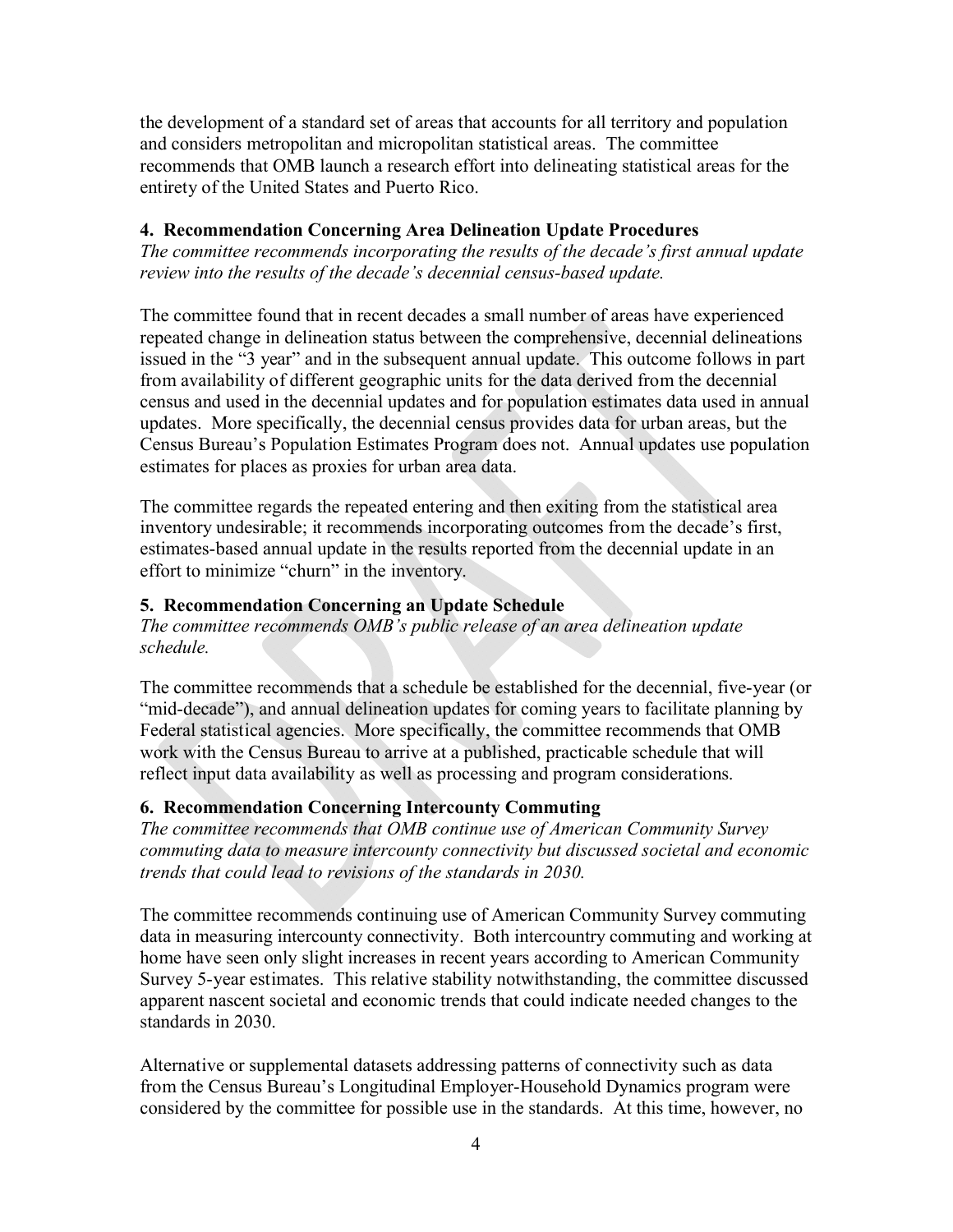the development of a standard set of areas that accounts for all territory and population and considers metropolitan and micropolitan statistical areas. The committee recommends that OMB launch a research effort into delineating statistical areas for the entirety of the United States and Puerto Rico.

**4. Recommendation Concerning Area Delineation Update Procedures**

*The committee recommends incorporating the results of the decade's first annual update review into the results of the decade's decennial census-based update.*

The committee found that in recent decades a small number of areas have experienced repeated change in delineation status between the comprehensive, decennial delineations issued in the "3 year" and in the subsequent annual update. This outcome follows in part from availability of different geographic units for the data derived from the decennial census and used in the decennial updates and for population estimates data used in annual updates. More specifically, the decennial census provides data for urban areas, but the Census Bureau's Population Estimates Program does not. Annual updates use population estimates for places as proxies for urban area data.

The committee regards the repeated entering and then exiting from the statistical area inventory undesirable; it recommends incorporating outcomes from the decade's first, estimates-based annual update in the results reported from the decennial update in an effort to minimize "churn" in the inventory.

**5. Recommendation Concerning an Update Schedule**

*The committee recommends OMB's public release of an area delineation update schedule.*

The committee recommends that a schedule be established for the decennial, five-year (or "mid-decade"), and annual delineation updates for coming years to facilitate planning by Federal statistical agencies. More specifically, the committee recommends that OMB work with the Census Bureau to arrive at a published, practicable schedule that will reflect input data availability as well as processing and program considerations.

**6. Recommendation Concerning Intercounty Commuting**

*The committee recommends that OMB continue use of American Community Survey commuting data to measure intercounty connectivity but discussed societal and economic trends that could lead to revisions of the standards in 2030.*

The committee recommends continuing use of American Community Survey commuting data in measuring intercounty connectivity. Both intercountry commuting and working at home have seen only slight increases in recent years according to American Community Survey 5-year estimates. This relative stability notwithstanding, the committee discussed apparent nascent societal and economic trends that could indicate needed changes to the standards in 2030.

Alternative or supplemental datasets addressing patterns of connectivity such as data from the Census Bureau's Longitudinal Employer-Household Dynamics program were considered by the committee for possible use in the standards. At this time, however, no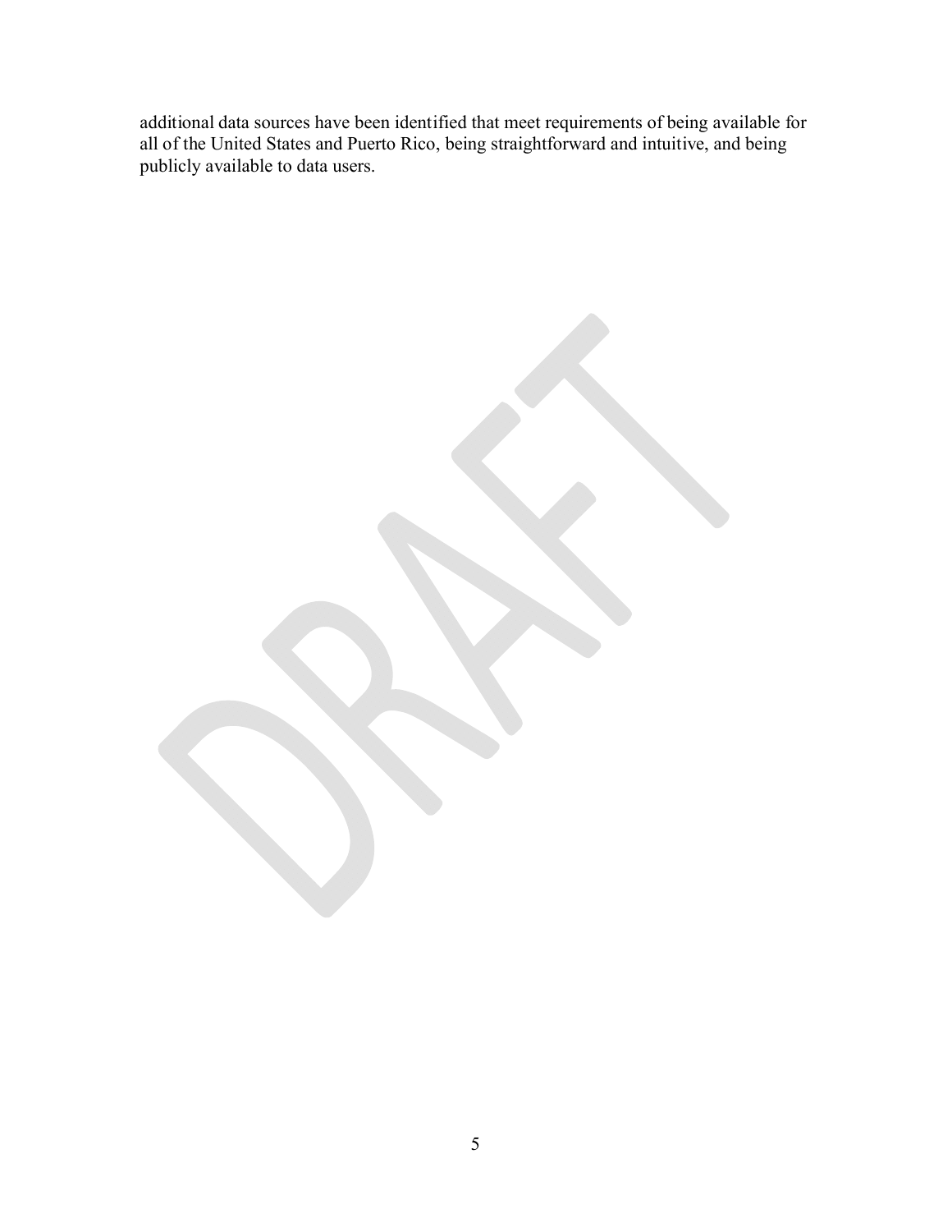additional data sources have been identified that meet requirements of being available for all of the United States and Puerto Rico, being straightforward and intuitive, and being publicly available to data users.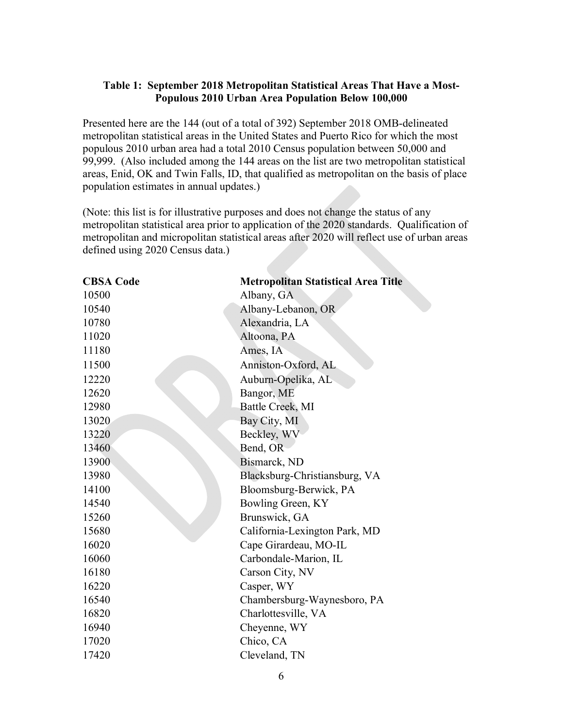### Table 1: September 2018 Metropolitan Statistical Areas That Have a Most-Populous 2010 Urban Area Population Below 100,000

Presented here are the 144 (out of a total of 392) September 2018 OMB-delineated metropolitan statistical areas in the United States and Puerto Rico for which the most populous 2010 urban area had a total 2010 Census population between 50,000 and 99,999. (Also included among the 144 areas on the list are two metropolitan statistical areas, Enid, OK and Twin Falls, ID, that qualified as metropolitan on the basis of place population estimates in annual updates.)

(Note: this list is for illustrative purposes and does not change the status of any metropolitan statistical area prior to application of the 2020 standards. Qualification of metropolitan and micropolitan statistical areas after 2020 will reflect use of urban areas defined using 2020 Census data.)

| CBSA Code | Metropolitan Statistical Area Title |
|---|---|
| 10500 | Albany, GA |
| 10540 | Albany-Lebanon, OR |
| 10780 | Alexandria, LA |
| 11020 | Altoona, PA |
| 11180 | Ames, IA |
| 11500 | Anniston-Oxford, AL |
| 12220 | Auburn-Opelika, AL |
| 12620 | Bangor, ME |
| 12980 | Battle Creek, MI |
| 13020 | Bay City, MI |
| 13220 | Beckley, WV |
| 13460 | Bend, OR |
| 13900 | Bismarck, ND |
| 13980 | Blacksburg-Christiansburg, VA |
| 14100 | Bloomsburg-Berwick, PA |
| 14540 | Bowling Green, KY |
| 15260 | Brunswick, GA |
| 15680 | California-Lexington Park, MD |
| 16020 | Cape Girardeau, MO-IL |
| 16060 | Carbondale-Marion, IL |
| 16180 | Carson City, NV |
| 16220 | Casper, WY |
| 16540 | Chambersburg-Waynesboro, PA |
| 16820 | Charlottesville, VA |
| 16940 | Cheyenne, WY |
| 17020 | Chico, CA |
| 17420 | Cleveland, TN |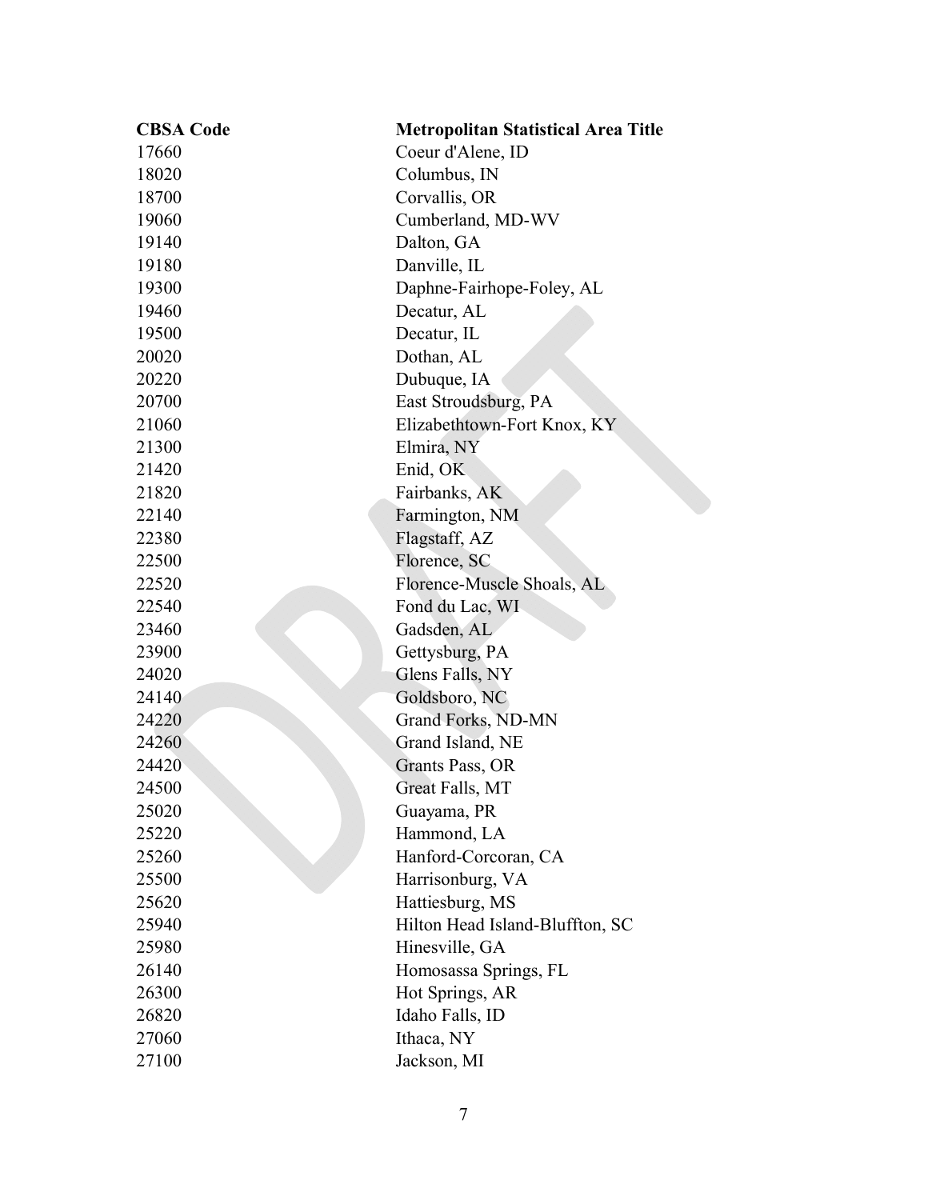| CBSA Code | Metropolitan Statistical Area Title |
|---|---|
| 17660 | Coeur d'Alene, ID |
| 18020 | Columbus, IN |
| 18700 | Corvallis, OR |
| 19060 | Cumberland, MD-WV |
| 19140 | Dalton, GA |
| 19180 | Danville, IL |
| 19300 | Daphne-Fairhope-Foley, AL |
| 19460 | Decatur, AL |
| 19500 | Decatur, IL |
| 20020 | Dothan, AL |
| 20220 | Dubuque, IA |
| 20700 | East Stroudsburg, PA |
| 21060 | Elizabethtown-Fort Knox, KY |
| 21300 | Elmira, NY |
| 21420 | Enid, OK |
| 21820 | Fairbanks, AK |
| 22140 | Farmington, NM |
| 22380 | Flagstaff, AZ |
| 22500 | Florence, SC |
| 22520 | Florence-Muscle Shoals, AL |
| 22540 | Fond du Lac, WI |
| 23460 | Gadsden, AL |
| 23900 | Gettysburg, PA |
| 24020 | Glens Falls, NY |
| 24140 | Goldsboro, NC |
| 24220 | Grand Forks, ND-MN |
| 24260 | Grand Island, NE |
| 24420 | Grants Pass, OR |
| 24500 | Great Falls, MT |
| 25020 | Guayama, PR |
| 25220 | Hammond, LA |
| 25260 | Hanford-Corcoran, CA |
| 25500 | Harrisonburg, VA |
| 25620 | Hattiesburg, MS |
| 25940 | Hilton Head Island-Bluffton, SC |
| 25980 | Hinesville, GA |
| 26140 | Homosassa Springs, FL |
| 26300 | Hot Springs, AR |
| 26820 | Idaho Falls, ID |
| 27060 | Ithaca, NY |
| 27100 | Jackson, MI |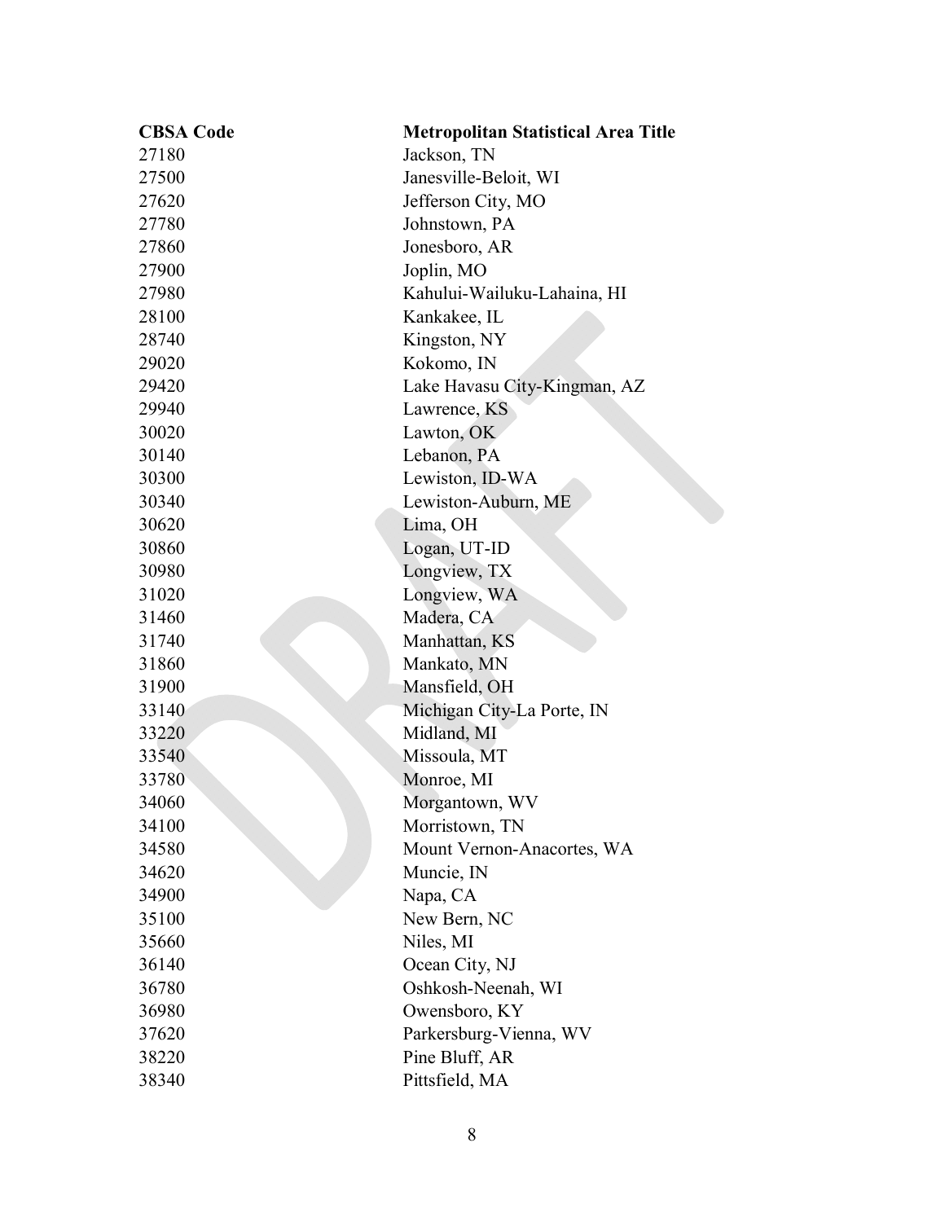| CBSA Code | Metropolitan Statistical Area Title |
| --- | --- |
| 27180 | Jackson, TN |
| 27500 | Janesville-Beloit, WI |
| 27620 | Jefferson City, MO |
| 27780 | Johnstown, PA |
| 27860 | Jonesboro, AR |
| 27900 | Joplin, MO |
| 27980 | Kahului-Wailuku-Lahaina, HI |
| 28100 | Kankakee, IL |
| 28740 | Kingston, NY |
| 29020 | Kokomo, IN |
| 29420 | Lake Havasu City-Kingman, AZ |
| 29940 | Lawrence, KS |
| 30020 | Lawton, OK |
| 30140 | Lebanon, PA |
| 30300 | Lewiston, ID-WA |
| 30340 | Lewiston-Auburn, ME |
| 30620 | Lima, OH |
| 30860 | Logan, UT-ID |
| 30980 | Longview, TX |
| 31020 | Longview, WA |
| 31460 | Madera, CA |
| 31740 | Manhattan, KS |
| 31860 | Mankato, MN |
| 31900 | Mansfield, OH |
| 33140 | Michigan City-La Porte, IN |
| 33220 | Midland, MI |
| 33540 | Missoula, MT |
| 33780 | Monroe, MI |
| 34060 | Morgantown, WV |
| 34100 | Morristown, TN |
| 34580 | Mount Vernon-Anacortes, WA |
| 34620 | Muncie, IN |
| 34900 | Napa, CA |
| 35100 | New Bern, NC |
| 35660 | Niles, MI |
| 36140 | Ocean City, NJ |
| 36780 | Oshkosh-Neenah, WI |
| 36980 | Owensboro, KY |
| 37620 | Parkersburg-Vienna, WV |
| 38220 | Pine Bluff, AR |
| 38340 | Pittsfield, MA |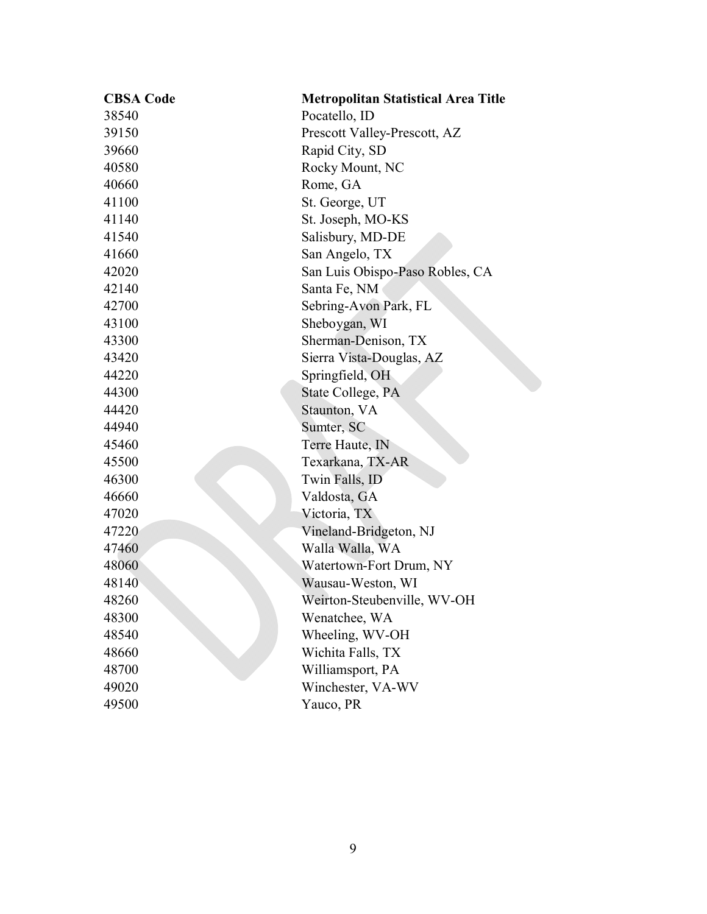| CBSA Code | Metropolitan Statistical Area Title |
| --- | --- |
| 38540 | Pocatello, ID |
| 39150 | Prescott Valley-Prescott, AZ |
| 39660 | Rapid City, SD |
| 40580 | Rocky Mount, NC |
| 40660 | Rome, GA |
| 41100 | St. George, UT |
| 41140 | St. Joseph, MO-KS |
| 41540 | Salisbury, MD-DE |
| 41660 | San Angelo, TX |
| 42020 | San Luis Obispo-Paso Robles, CA |
| 42140 | Santa Fe, NM |
| 42700 | Sebring-Avon Park, FL |
| 43100 | Sheboygan, WI |
| 43300 | Sherman-Denison, TX |
| 43420 | Sierra Vista-Douglas, AZ |
| 44220 | Springfield, OH |
| 44300 | State College, PA |
| 44420 | Staunton, VA |
| 44940 | Sumter, SC |
| 45460 | Terre Haute, IN |
| 45500 | Texarkana, TX-AR |
| 46300 | Twin Falls, ID |
| 46660 | Valdosta, GA |
| 47020 | Victoria, TX |
| 47220 | Vineland-Bridgeton, NJ |
| 47460 | Walla Walla, WA |
| 48060 | Watertown-Fort Drum, NY |
| 48140 | Wausau-Weston, WI |
| 48260 | Weirton-Steubenville, WV-OH |
| 48300 | Wenatchee, WA |
| 48540 | Wheeling, WV-OH |
| 48660 | Wichita Falls, TX |
| 48700 | Williamsport, PA |
| 49020 | Winchester, VA-WV |
| 49500 | Yauco, PR |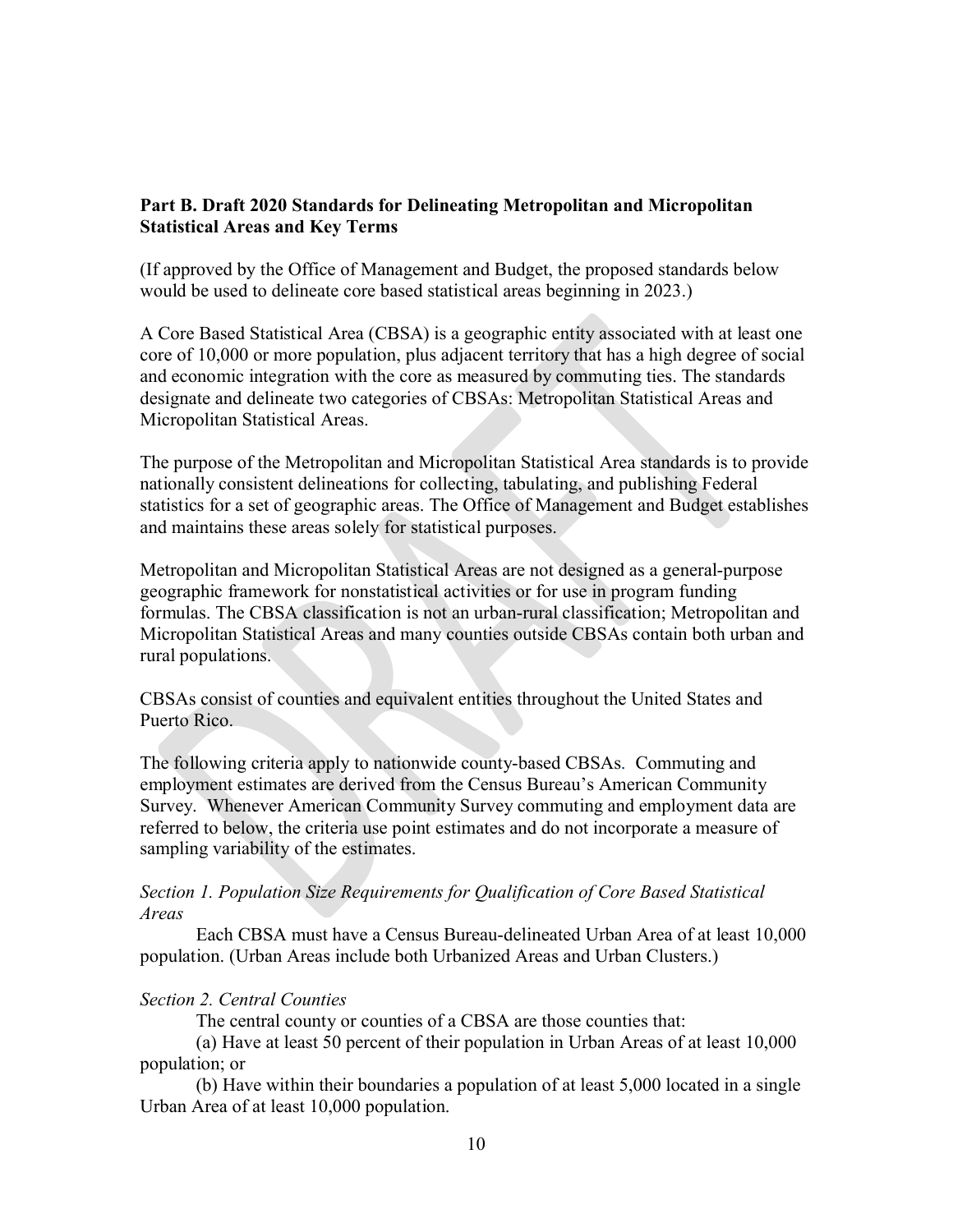**Part B. Draft 2020 Standards for Delineating Metropolitan and Micropolitan Statistical Areas and Key Terms**

(If approved by the Office of Management and Budget, the proposed standards below would be used to delineate core based statistical areas beginning in 2023.)

A Core Based Statistical Area (CBSA) is a geographic entity associated with at least one core of 10,000 or more population, plus adjacent territory that has a high degree of social and economic integration with the core as measured by commuting ties. The standards designate and delineate two categories of CBSAs: Metropolitan Statistical Areas and Micropolitan Statistical Areas.

The purpose of the Metropolitan and Micropolitan Statistical Area standards is to provide nationally consistent delineations for collecting, tabulating, and publishing Federal statistics for a set of geographic areas. The Office of Management and Budget establishes and maintains these areas solely for statistical purposes.

Metropolitan and Micropolitan Statistical Areas are not designed as a general-purpose geographic framework for nonstatistical activities or for use in program funding formulas. The CBSA classification is not an urban-rural classification; Metropolitan and Micropolitan Statistical Areas and many counties outside CBSAs contain both urban and rural populations.

CBSAs consist of counties and equivalent entities throughout the United States and Puerto Rico.

The following criteria apply to nationwide county-based CBSAs. Commuting and employment estimates are derived from the Census Bureau's American Community Survey. Whenever American Community Survey commuting and employment data are referred to below, the criteria use point estimates and do not incorporate a measure of sampling variability of the estimates.

*Section 1. Population Size Requirements for Qualification of Core Based Statistical Areas*

Each CBSA must have a Census Bureau-delineated Urban Area of at least 10,000 population. (Urban Areas include both Urbanized Areas and Urban Clusters.)

*Section 2. Central Counties*

The central county or counties of a CBSA are those counties that:

(a) Have at least 50 percent of their population in Urban Areas of at least 10,000 population; or

(b) Have within their boundaries a population of at least 5,000 located in a single Urban Area of at least 10,000 population.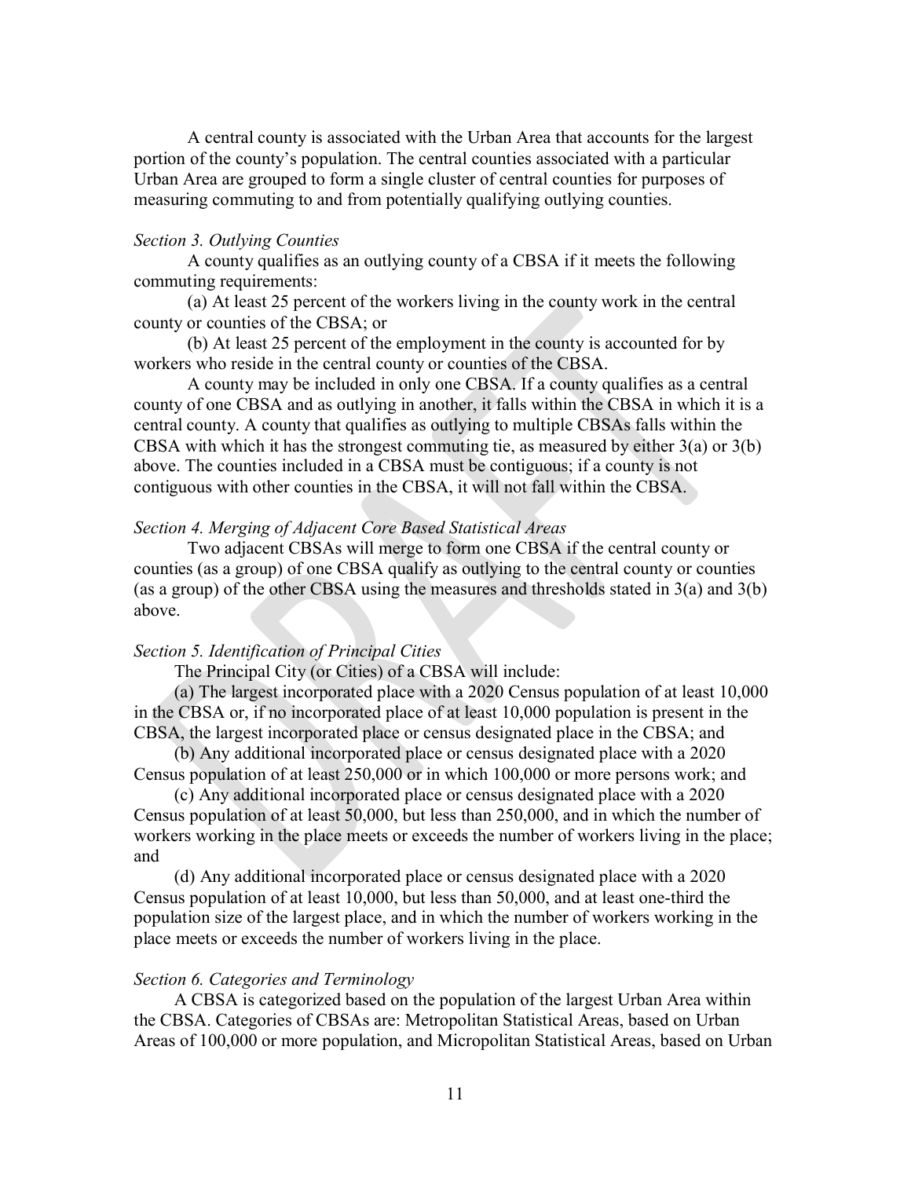A central county is associated with the Urban Area that accounts for the largest portion of the county's population. The central counties associated with a particular Urban Area are grouped to form a single cluster of central counties for purposes of measuring commuting to and from potentially qualifying outlying counties.

*Section 3. Outlying Counties*

A county qualifies as an outlying county of a CBSA if it meets the following commuting requirements:

(a) At least 25 percent of the workers living in the county work in the central county or counties of the CBSA; or

(b) At least 25 percent of the employment in the county is accounted for by workers who reside in the central county or counties of the CBSA.

A county may be included in only one CBSA. If a county qualifies as a central county of one CBSA and as outlying in another, it falls within the CBSA in which it is a central county. A county that qualifies as outlying to multiple CBSAs falls within the CBSA with which it has the strongest commuting tie, as measured by either 3(a) or 3(b) above. The counties included in a CBSA must be contiguous; if a county is not contiguous with other counties in the CBSA, it will not fall within the CBSA.

*Section 4. Merging of Adjacent Core Based Statistical Areas*

Two adjacent CBSAs will merge to form one CBSA if the central county or counties (as a group) of one CBSA qualify as outlying to the central county or counties (as a group) of the other CBSA using the measures and thresholds stated in 3(a) and 3(b) above.

*Section 5. Identification of Principal Cities*

The Principal City (or Cities) of a CBSA will include:

(a) The largest incorporated place with a 2020 Census population of at least 10,000 in the CBSA or, if no incorporated place of at least 10,000 population is present in the CBSA, the largest incorporated place or census designated place in the CBSA; and

(b) Any additional incorporated place or census designated place with a 2020 Census population of at least 250,000 or in which 100,000 or more persons work; and

(c) Any additional incorporated place or census designated place with a 2020 Census population of at least 50,000, but less than 250,000, and in which the number of workers working in the place meets or exceeds the number of workers living in the place; and

(d) Any additional incorporated place or census designated place with a 2020 Census population of at least 10,000, but less than 50,000, and at least one-third the population size of the largest place, and in which the number of workers working in the place meets or exceeds the number of workers living in the place.

*Section 6. Categories and Terminology*

A CBSA is categorized based on the population of the largest Urban Area within the CBSA. Categories of CBSAs are: Metropolitan Statistical Areas, based on Urban Areas of 100,000 or more population, and Micropolitan Statistical Areas, based on Urban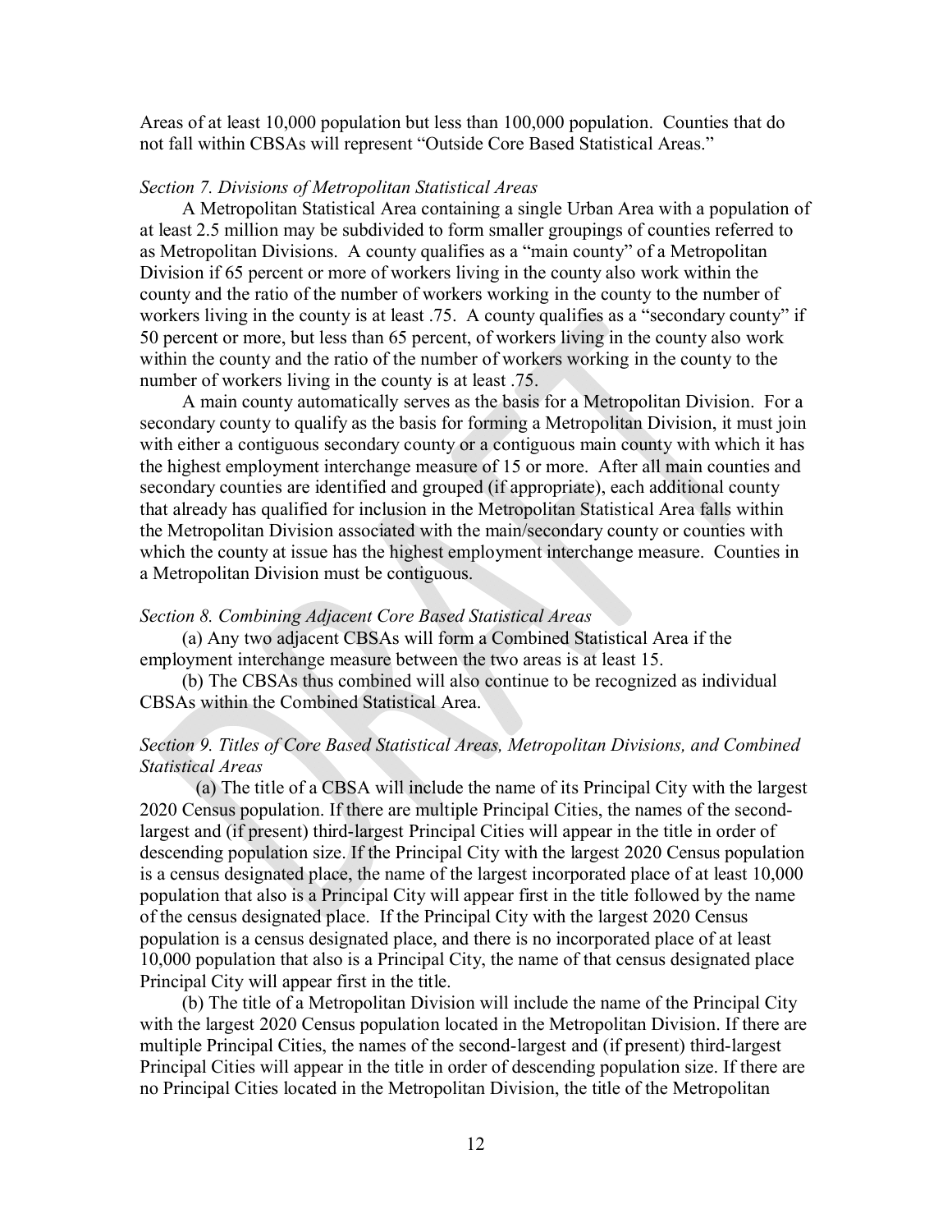Areas of at least 10,000 population but less than 100,000 population. Counties that do not fall within CBSAs will represent "Outside Core Based Statistical Areas."

*Section 7. Divisions of Metropolitan Statistical Areas*

A Metropolitan Statistical Area containing a single Urban Area with a population of at least 2.5 million may be subdivided to form smaller groupings of counties referred to as Metropolitan Divisions. A county qualifies as a "main county" of a Metropolitan Division if 65 percent or more of workers living in the county also work within the county and the ratio of the number of workers working in the county to the number of workers living in the county is at least .75. A county qualifies as a "secondary county" if 50 percent or more, but less than 65 percent, of workers living in the county also work within the county and the ratio of the number of workers working in the county to the number of workers living in the county is at least .75.

A main county automatically serves as the basis for a Metropolitan Division. For a secondary county to qualify as the basis for forming a Metropolitan Division, it must join with either a contiguous secondary county or a contiguous main county with which it has the highest employment interchange measure of 15 or more. After all main counties and secondary counties are identified and grouped (if appropriate), each additional county that already has qualified for inclusion in the Metropolitan Statistical Area falls within the Metropolitan Division associated with the main/secondary county or counties with which the county at issue has the highest employment interchange measure. Counties in a Metropolitan Division must be contiguous.

*Section 8. Combining Adjacent Core Based Statistical Areas*

(a) Any two adjacent CBSAs will form a Combined Statistical Area if the employment interchange measure between the two areas is at least 15.

(b) The CBSAs thus combined will also continue to be recognized as individual CBSAs within the Combined Statistical Area.

*Section 9. Titles of Core Based Statistical Areas, Metropolitan Divisions, and Combined Statistical Areas*

(a) The title of a CBSA will include the name of its Principal City with the largest 2020 Census population. If there are multiple Principal Cities, the names of the second-largest and (if present) third-largest Principal Cities will appear in the title in order of descending population size. If the Principal City with the largest 2020 Census population is a census designated place, the name of the largest incorporated place of at least 10,000 population that also is a Principal City will appear first in the title followed by the name of the census designated place. If the Principal City with the largest 2020 Census population is a census designated place, and there is no incorporated place of at least 10,000 population that also is a Principal City, the name of that census designated place Principal City will appear first in the title.

(b) The title of a Metropolitan Division will include the name of the Principal City with the largest 2020 Census population located in the Metropolitan Division. If there are multiple Principal Cities, the names of the second-largest and (if present) third-largest Principal Cities will appear in the title in order of descending population size. If there are no Principal Cities located in the Metropolitan Division, the title of the Metropolitan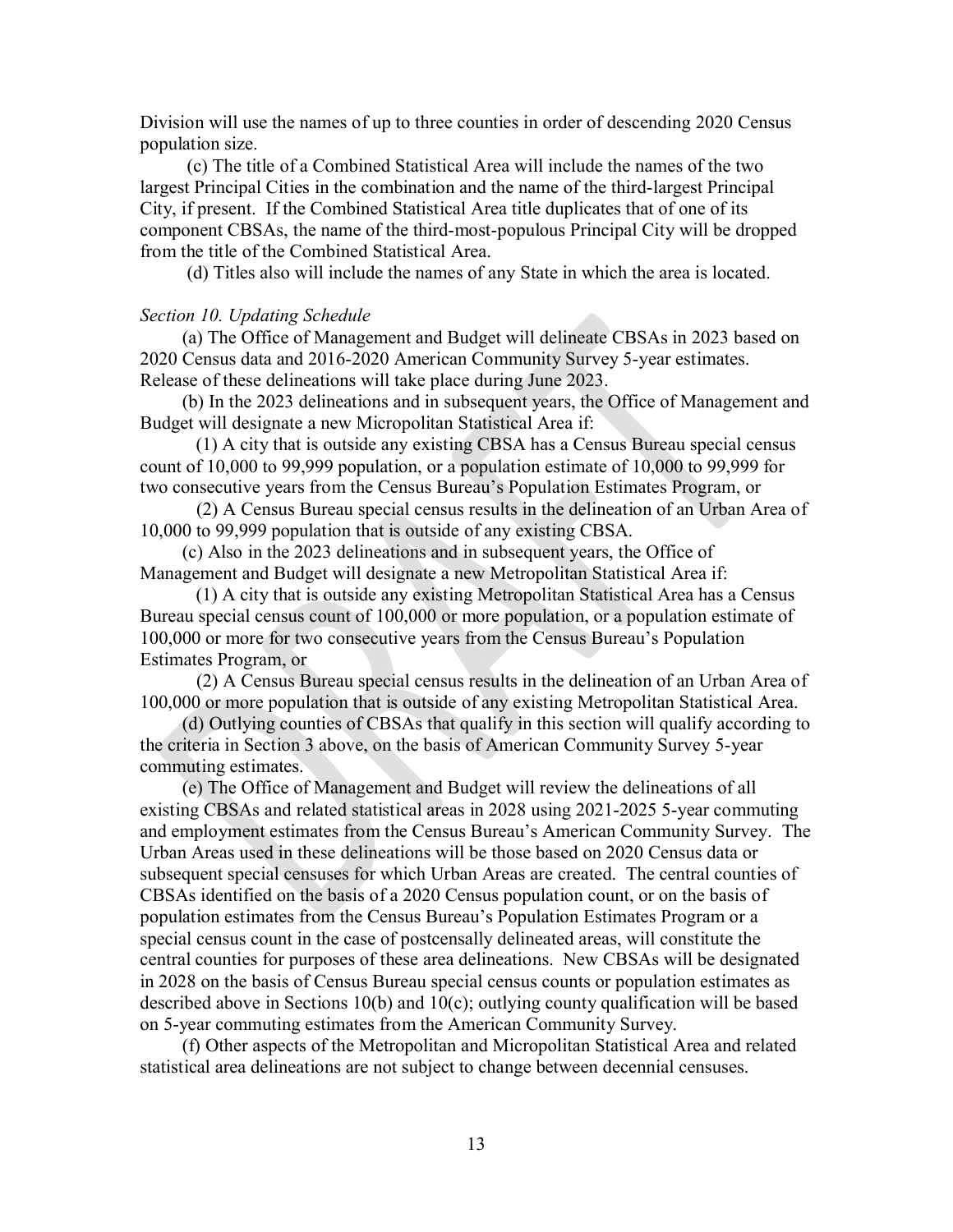Division will use the names of up to three counties in order of descending 2020 Census population size.

(c) The title of a Combined Statistical Area will include the names of the two largest Principal Cities in the combination and the name of the third-largest Principal City, if present. If the Combined Statistical Area title duplicates that of one of its component CBSAs, the name of the third-most-populous Principal City will be dropped from the title of the Combined Statistical Area.

(d) Titles also will include the names of any State in which the area is located.

*Section 10. Updating Schedule*

(a) The Office of Management and Budget will delineate CBSAs in 2023 based on 2020 Census data and 2016-2020 American Community Survey 5-year estimates. Release of these delineations will take place during June 2023.

(b) In the 2023 delineations and in subsequent years, the Office of Management and Budget will designate a new Micropolitan Statistical Area if:

(1) A city that is outside any existing CBSA has a Census Bureau special census count of 10,000 to 99,999 population, or a population estimate of 10,000 to 99,999 for two consecutive years from the Census Bureau's Population Estimates Program, or

(2) A Census Bureau special census results in the delineation of an Urban Area of 10,000 to 99,999 population that is outside of any existing CBSA.

(c) Also in the 2023 delineations and in subsequent years, the Office of Management and Budget will designate a new Metropolitan Statistical Area if:

(1) A city that is outside any existing Metropolitan Statistical Area has a Census Bureau special census count of 100,000 or more population, or a population estimate of 100,000 or more for two consecutive years from the Census Bureau's Population Estimates Program, or

(2) A Census Bureau special census results in the delineation of an Urban Area of 100,000 or more population that is outside of any existing Metropolitan Statistical Area.

(d) Outlying counties of CBSAs that qualify in this section will qualify according to the criteria in Section 3 above, on the basis of American Community Survey 5-year commuting estimates.

(e) The Office of Management and Budget will review the delineations of all existing CBSAs and related statistical areas in 2028 using 2021-2025 5-year commuting and employment estimates from the Census Bureau's American Community Survey. The Urban Areas used in these delineations will be those based on 2020 Census data or subsequent special censuses for which Urban Areas are created. The central counties of CBSAs identified on the basis of a 2020 Census population count, or on the basis of population estimates from the Census Bureau's Population Estimates Program or a special census count in the case of postcensally delineated areas, will constitute the central counties for purposes of these area delineations. New CBSAs will be designated in 2028 on the basis of Census Bureau special census counts or population estimates as described above in Sections 10(b) and 10(c); outlying county qualification will be based on 5-year commuting estimates from the American Community Survey.

(f) Other aspects of the Metropolitan and Micropolitan Statistical Area and related statistical area delineations are not subject to change between decennial censuses.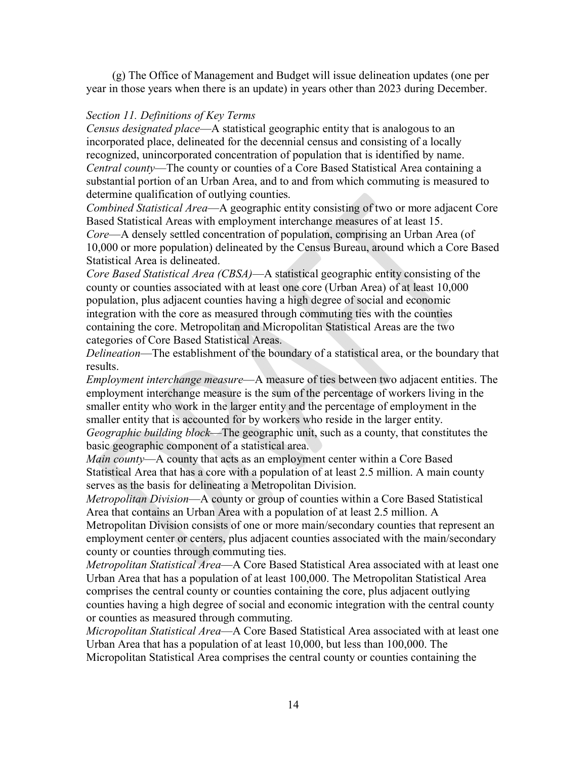(g) The Office of Management and Budget will issue delineation updates (one per year in those years when there is an update) in years other than 2023 during December.

*Section 11. Definitions of Key Terms*

*Census designated place*—A statistical geographic entity that is analogous to an incorporated place, delineated for the decennial census and consisting of a locally recognized, unincorporated concentration of population that is identified by name.

*Central county*—The county or counties of a Core Based Statistical Area containing a substantial portion of an Urban Area, and to and from which commuting is measured to determine qualification of outlying counties.

*Combined Statistical Area*—A geographic entity consisting of two or more adjacent Core Based Statistical Areas with employment interchange measures of at least 15.

*Core*—A densely settled concentration of population, comprising an Urban Area (of 10,000 or more population) delineated by the Census Bureau, around which a Core Based Statistical Area is delineated.

*Core Based Statistical Area (CBSA)*—A statistical geographic entity consisting of the county or counties associated with at least one core (Urban Area) of at least 10,000 population, plus adjacent counties having a high degree of social and economic integration with the core as measured through commuting ties with the counties containing the core. Metropolitan and Micropolitan Statistical Areas are the two categories of Core Based Statistical Areas.

*Delineation*—The establishment of the boundary of a statistical area, or the boundary that results.

*Employment interchange measure*—A measure of ties between two adjacent entities. The employment interchange measure is the sum of the percentage of workers living in the smaller entity who work in the larger entity and the percentage of employment in the smaller entity that is accounted for by workers who reside in the larger entity.

*Geographic building block*—The geographic unit, such as a county, that constitutes the basic geographic component of a statistical area.

*Main county*—A county that acts as an employment center within a Core Based Statistical Area that has a core with a population of at least 2.5 million. A main county serves as the basis for delineating a Metropolitan Division.

*Metropolitan Division*—A county or group of counties within a Core Based Statistical Area that contains an Urban Area with a population of at least 2.5 million. A Metropolitan Division consists of one or more main/secondary counties that represent an employment center or centers, plus adjacent counties associated with the main/secondary county or counties through commuting ties.

*Metropolitan Statistical Area*—A Core Based Statistical Area associated with at least one Urban Area that has a population of at least 100,000. The Metropolitan Statistical Area comprises the central county or counties containing the core, plus adjacent outlying counties having a high degree of social and economic integration with the central county or counties as measured through commuting.

*Micropolitan Statistical Area*—A Core Based Statistical Area associated with at least one Urban Area that has a population of at least 10,000, but less than 100,000. The Micropolitan Statistical Area comprises the central county or counties containing the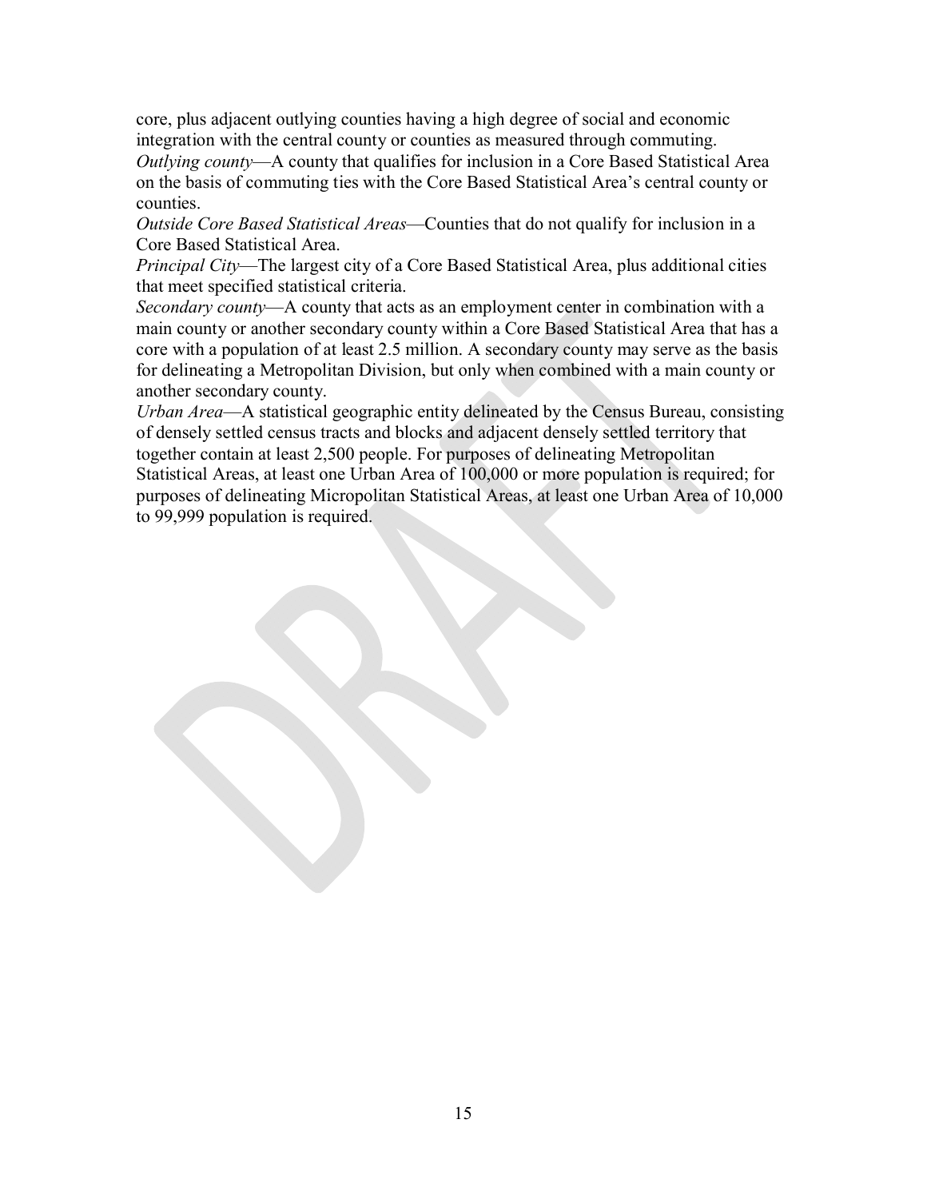core, plus adjacent outlying counties having a high degree of social and economic integration with the central county or counties as measured through commuting.

*Outlying county*—A county that qualifies for inclusion in a Core Based Statistical Area on the basis of commuting ties with the Core Based Statistical Area's central county or counties.

*Outside Core Based Statistical Areas*—Counties that do not qualify for inclusion in a Core Based Statistical Area.

*Principal City*—The largest city of a Core Based Statistical Area, plus additional cities that meet specified statistical criteria.

*Secondary county*—A county that acts as an employment center in combination with a main county or another secondary county within a Core Based Statistical Area that has a core with a population of at least 2.5 million. A secondary county may serve as the basis for delineating a Metropolitan Division, but only when combined with a main county or another secondary county.

*Urban Area*—A statistical geographic entity delineated by the Census Bureau, consisting of densely settled census tracts and blocks and adjacent densely settled territory that together contain at least 2,500 people. For purposes of delineating Metropolitan Statistical Areas, at least one Urban Area of 100,000 or more population is required; for purposes of delineating Micropolitan Statistical Areas, at least one Urban Area of 10,000 to 99,999 population is required.